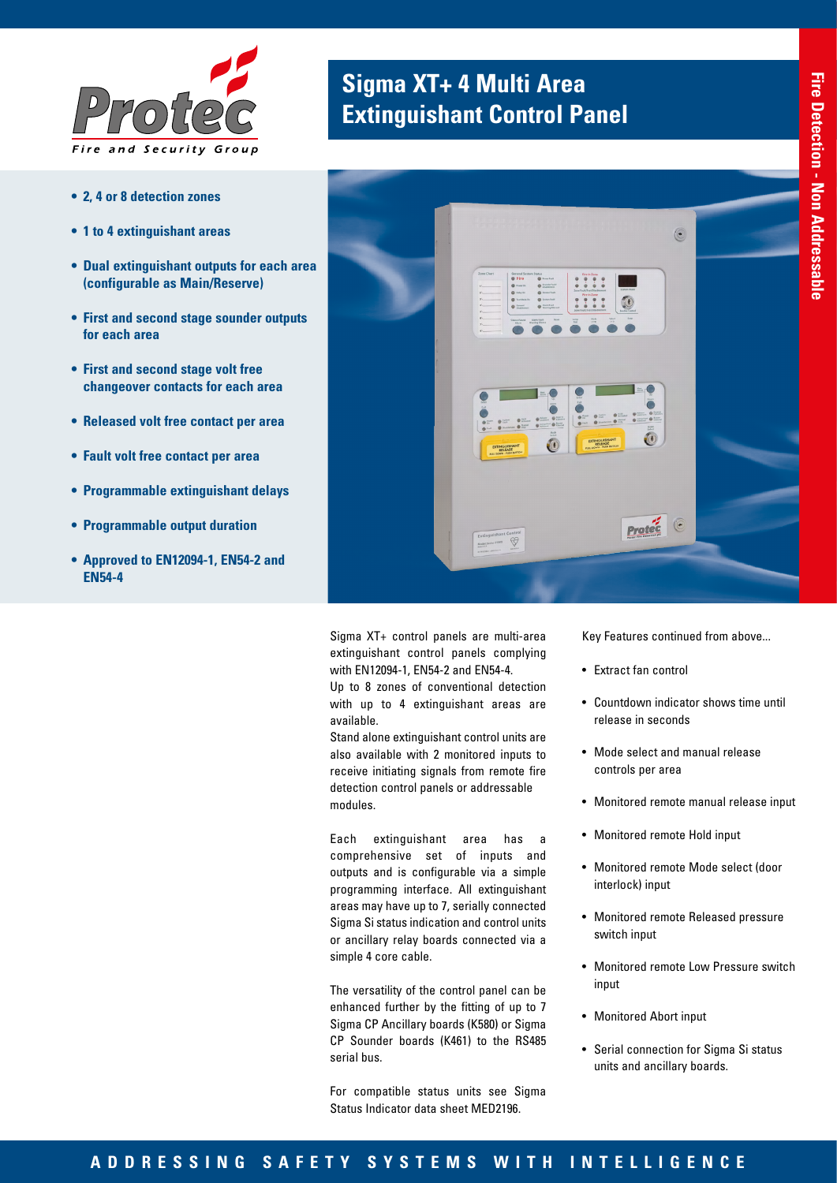# Sigma XT+ 4 Multi Area Extinguishant Control Panel

Fire Detection - Non Addressable

- **2, 4 or 8 detection zones**
- **1 to 4 extinguishant areas**
- **Dual extinguishant outputs for each area (configurable as Main/Reserve)**
- **First and second stage sounder outputs for each area**
- **First and second stage volt free changeover contacts for each area**
- **Released volt free contact per area**
- **Fault volt free contact per area**
- **Programmable extinguishant delays**
- **Programmable output duration**
- **Approved to EN12094-1, EN54-2 and EN54-4**

Sigma XT+ control panels are multi-area extinguishant control panels complying with EN12094-1, EN54-2 and EN54-4.

Up to 8 zones of conventional detection with up to 4 extinguishant areas are available.

Stand alone extinguishant control units are also available with 2 monitored inputs to receive initiating signals from remote fire detection control panels or addressable modules.

Each extinguishant area has a comprehensive set of inputs and outputs and is configurable via a simple programming interface. All extinguishant areas may have up to 7, serially connected Sigma Si status indication and control units or ancillary relay boards connected via a simple 4 core cable.

The versatility of the control panel can be enhanced further by the fitting of up to 7 Sigma CP Ancillary boards (K580) or Sigma CP Sounder boards (K461) to the RS485 serial bus.

For compatible status units see Sigma Status Indicator data sheet MED2196.

Key Features continued from above...

- Extract fan control
- Countdown indicator shows time until release in seconds
- Mode select and manual release controls per area
- Monitored remote manual release input
- Monitored remote Hold input
- Monitored remote Mode select (door interlock) input
- Monitored remote Released pressure switch input
- Monitored remote Low Pressure switch input
- Monitored Abort input
- Serial connection for Sigma Si status units and ancillary boards.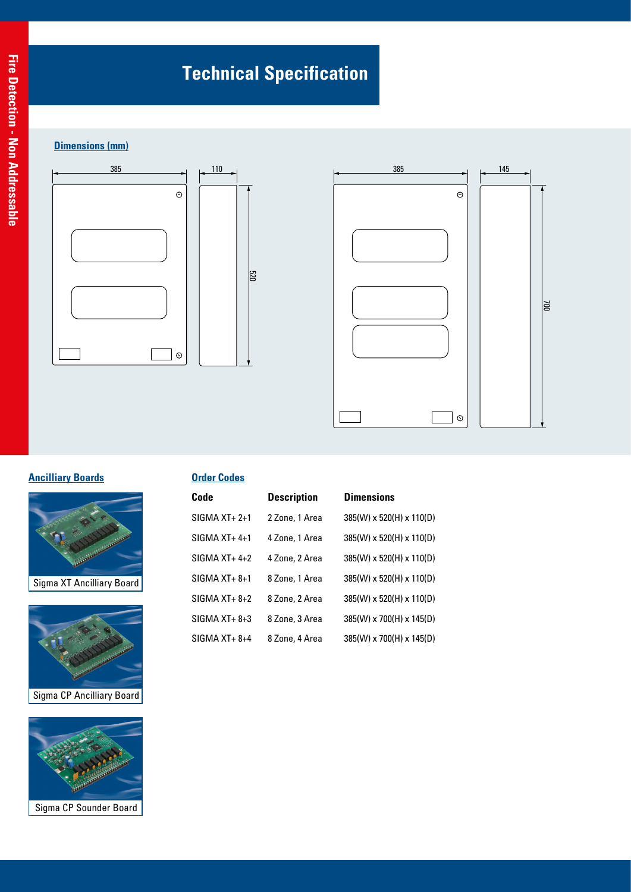# Technical Specification

## Dimensions (mm)

385 | 110 | 520

385 | 145 | 700

## Ancilliary Boards

Sigma XT Ancilliary Board

Sigma CP Ancilliary Board

Sigma CP Sounder Board

## Order Codes

| Code | Description | Dimensions |
|---|---|---|
| SIGMA XT+ 2+1 | 2 Zone, 1 Area | 385(W) x 520(H) x 110(D) |
| SIGMA XT+ 4+1 | 4 Zone, 1 Area | 385(W) x 520(H) x 110(D) |
| SIGMA XT+ 4+2 | 4 Zone, 2 Area | 385(W) x 520(H) x 110(D) |
| SIGMA XT+ 8+1 | 8 Zone, 1 Area | 385(W) x 520(H) x 110(D) |
| SIGMA XT+ 8+2 | 8 Zone, 2 Area | 385(W) x 520(H) x 110(D) |
| SIGMA XT+ 8+3 | 8 Zone, 3 Area | 385(W) x 700(H) x 145(D) |
| SIGMA XT+ 8+4 | 8 Zone, 4 Area | 385(W) x 700(H) x 145(D) |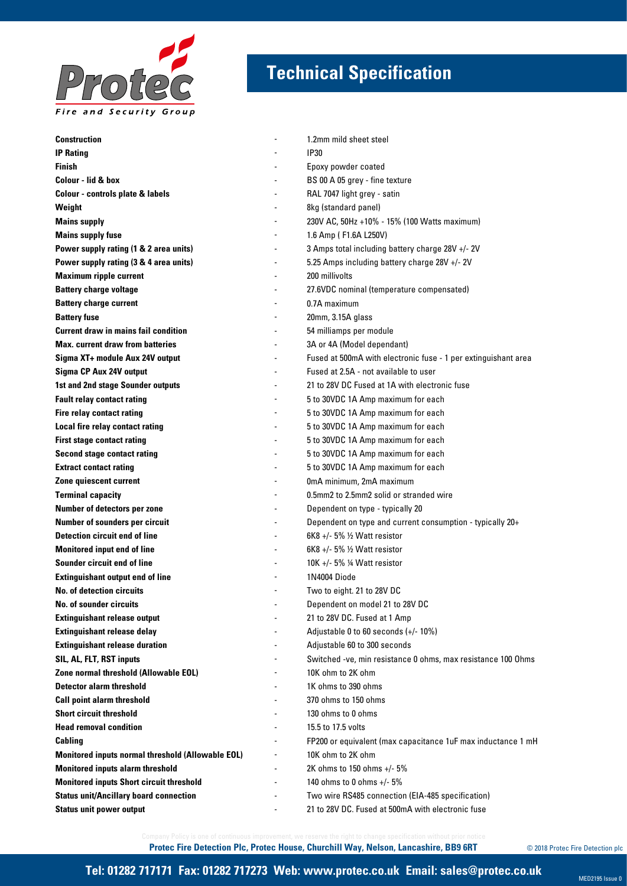# Technical Specification

| | |
|---|---|
| **Construction** | 1.2mm mild sheet steel |
| **IP Rating** | IP30 |
| **Finish** | Epoxy powder coated |
| **Colour - lid & box** | BS 00 A 05 grey - fine texture |
| **Colour - controls plate & labels** | RAL 7047 light grey - satin |
| **Weight** | 8kg (standard panel) |
| **Mains supply** | 230V AC, 50Hz +10% - 15% (100 Watts maximum) |
| **Mains supply fuse** | 1.6 Amp ( F1.6A L250V) |
| **Power supply rating (1 & 2 area units)** | 3 Amps total including battery charge 28V +/- 2V |
| **Power supply rating (3 & 4 area units)** | 5.25 Amps including battery charge 28V +/- 2V |
| **Maximum ripple current** | 200 millivolts |
| **Battery charge voltage** | 27.6VDC nominal (temperature compensated) |
| **Battery charge current** | 0.7A maximum |
| **Battery fuse** | 20mm, 3.15A glass |
| **Current draw in mains fail condition** | 54 milliamps per module |
| **Max. current draw from batteries** | 3A or 4A (Model dependant) |
| **Sigma XT+ module Aux 24V output** | Fused at 500mA with electronic fuse - 1 per extinguishant area |
| **Sigma CP Aux 24V output** | Fused at 2.5A - not available to user |
| **1st and 2nd stage Sounder outputs** | 21 to 28V DC Fused at 1A with electronic fuse |
| **Fault relay contact rating** | 5 to 30VDC 1A Amp maximum for each |
| **Fire relay contact rating** | 5 to 30VDC 1A Amp maximum for each |
| **Local fire relay contact rating** | 5 to 30VDC 1A Amp maximum for each |
| **First stage contact rating** | 5 to 30VDC 1A Amp maximum for each |
| **Second stage contact rating** | 5 to 30VDC 1A Amp maximum for each |
| **Extract contact rating** | 5 to 30VDC 1A Amp maximum for each |
| **Zone quiescent current** | 0mA minimum, 2mA maximum |
| **Terminal capacity** | 0.5mm2 to 2.5mm2 solid or stranded wire |
| **Number of detectors per zone** | Dependent on type - typically 20 |
| **Number of sounders per circuit** | Dependent on type and current consumption - typically 20+ |
| **Detection circuit end of line** | 6K8 +/- 5% ½ Watt resistor |
| **Monitored input end of line** | 6K8 +/- 5% ½ Watt resistor |
| **Sounder circuit end of line** | 10K +/- 5% ¼ Watt resistor |
| **Extinguishant output end of line** | 1N4004 Diode |
| **No. of detection circuits** | Two to eight. 21 to 28V DC |
| **No. of sounder circuits** | Dependent on model 21 to 28V DC |
| **Extinguishant release output** | 21 to 28V DC. Fused at 1 Amp |
| **Extinguishant release delay** | Adjustable 0 to 60 seconds (+/- 10%) |
| **Extinguishant release duration** | Adjustable 60 to 300 seconds |
| **SIL, AL, FLT, RST inputs** | Switched -ve, min resistance 0 ohms, max resistance 100 Ohms |
| **Zone normal threshold (Allowable EOL)** | 10K ohm to 2K ohm |
| **Detector alarm threshold** | 1K ohms to 390 ohms |
| **Call point alarm threshold** | 370 ohms to 150 ohms |
| **Short circuit threshold** | 130 ohms to 0 ohms |
| **Head removal condition** | 15.5 to 17.5 volts |
| **Cabling** | FP200 or equivalent (max capacitance 1uF max inductance 1 mH |
| **Monitored inputs normal threshold (Allowable EOL)** | 10K ohm to 2K ohm |
| **Monitored inputs alarm threshold** | 2K ohms to 150 ohms +/- 5% |
| **Monitored inputs Short circuit threshold** | 140 ohms to 0 ohms +/- 5% |
| **Status unit/Ancillary board connection** | Two wire RS485 connection (EIA-485 specification) |
| **Status unit power output** | 21 to 28V DC. Fused at 500mA with electronic fuse |

Company Policy is one of continuous improvement, we reserve the right to change specification without prior notice

**Protec Fire Detection Plc, Protec House, Churchill Way, Nelson, Lancashire, BB9 6RT**

© 2018 Protec Fire Detection plc

**Tel: 01282 717171 Fax: 01282 717273 Web: www.protec.co.uk Email: sales@protec.co.uk**

MED2195 Issue 0